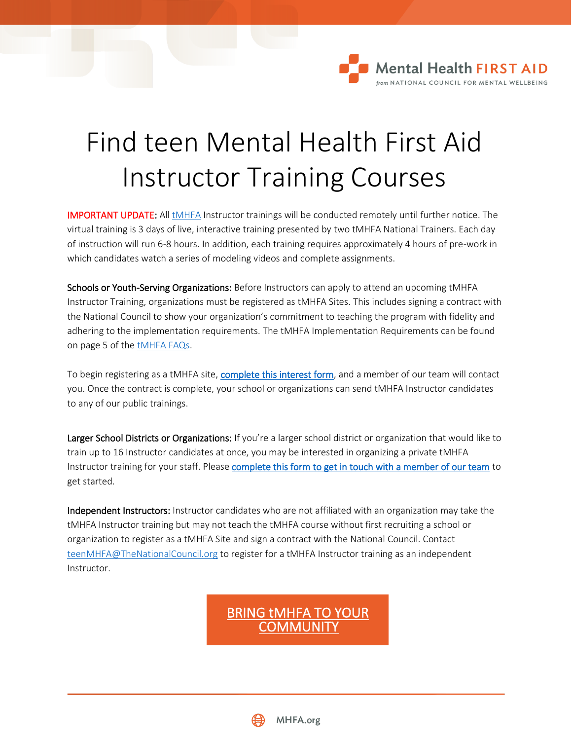# Find teen Mental Health First Aid Instructor Training Courses

IMPORTANT UPDATE: All tMHFA Instructor trainings will be conducted remotely until further notice. The virtual training is 3 days of live, interactive training presented by two tMHFA National Trainers. Each day of instruction will run 6-8 hours. In addition, each training requires approximately 4 hours of pre-work in which candidates watch a series of modeling videos and complete assignments.

**Schools or Youth-Serving Organizations:** Before Instructors can apply to attend an upcoming tMHFA Instructor Training, organizations must be registered as tMHFA Sites. This includes signing a contract with the National Council to show your organization's commitment to teaching the program with fidelity and adhering to the implementation requirements. The tMHFA Implementation Requirements can be found on page 5 of the tMHFA FAQs.

To begin registering as a tMHFA site, complete this interest form, and a member of our team will contact you. Once the contract is complete, your school or organizations can send tMHFA Instructor candidates to any of our public trainings.

**Larger School Districts or Organizations:** If you're a larger school district or organization that would like to train up to 16 Instructor candidates at once, you may be interested in organizing a private tMHFA Instructor training for your staff. Please complete this form to get in touch with a member of our team to get started.

**Independent Instructors:** Instructor candidates who are not affiliated with an organization may take the tMHFA Instructor training but may not teach the tMHFA course without first recruiting a school or organization to register as a tMHFA Site and sign a contract with the National Council. Contact teenMHFA@TheNationalCouncil.org to register for a tMHFA Instructor training as an independent Instructor.

BRING tMHFA TO YOUR COMMUNITY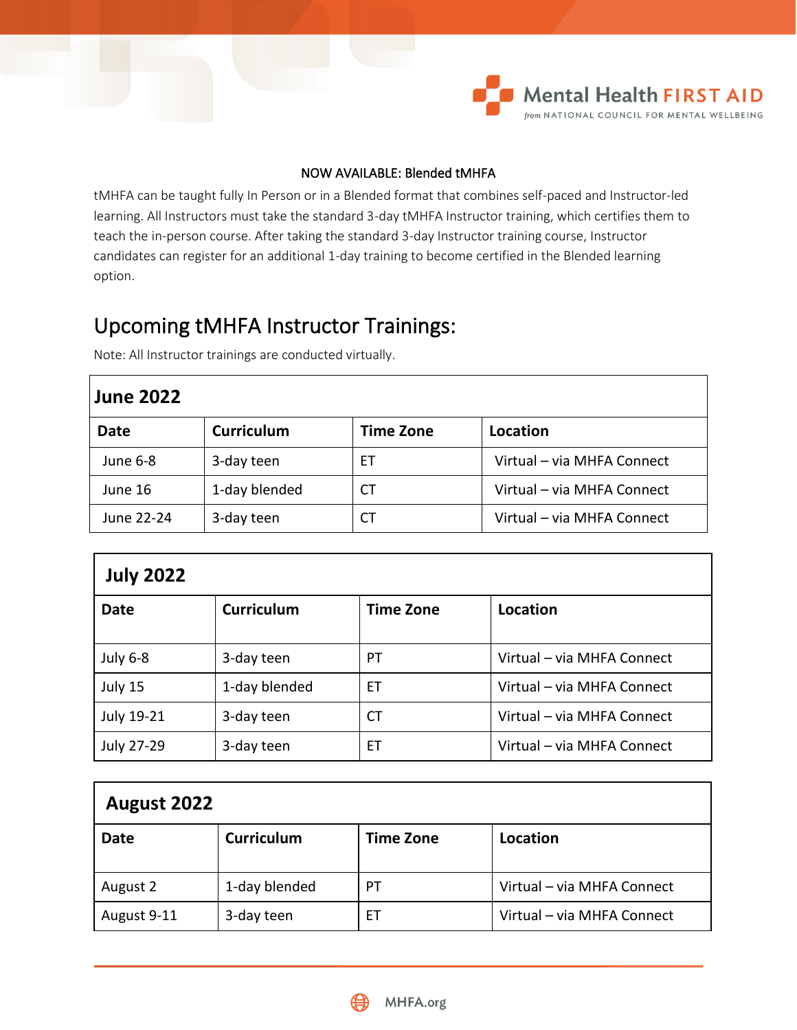NOW AVAILABLE: Blended tMHFA

tMHFA can be taught fully In Person or in a Blended format that combines self-paced and Instructor-led learning. All Instructors must take the standard 3-day tMHFA Instructor training, which certifies them to teach the in-person course. After taking the standard 3-day Instructor training course, Instructor candidates can register for an additional 1-day training to become certified in the Blended learning option.

## Upcoming tMHFA Instructor Trainings:

Note: All Instructor trainings are conducted virtually.

| **June 2022** | | | |
|---|---|---|---|
| **Date** | **Curriculum** | **Time Zone** | **Location** |
| June 6-8 | 3-day teen | ET | Virtual – via MHFA Connect |
| June 16 | 1-day blended | CT | Virtual – via MHFA Connect |
| June 22-24 | 3-day teen | CT | Virtual – via MHFA Connect |

| **July 2022** | | | |
|---|---|---|---|
| **Date** | **Curriculum** | **Time Zone** | **Location** |
| July 6-8 | 3-day teen | PT | Virtual – via MHFA Connect |
| July 15 | 1-day blended | ET | Virtual – via MHFA Connect |
| July 19-21 | 3-day teen | CT | Virtual – via MHFA Connect |
| July 27-29 | 3-day teen | ET | Virtual – via MHFA Connect |

| **August 2022** | | | |
|---|---|---|---|
| **Date** | **Curriculum** | **Time Zone** | **Location** |
| August 2 | 1-day blended | PT | Virtual – via MHFA Connect |
| August 9-11 | 3-day teen | ET | Virtual – via MHFA Connect |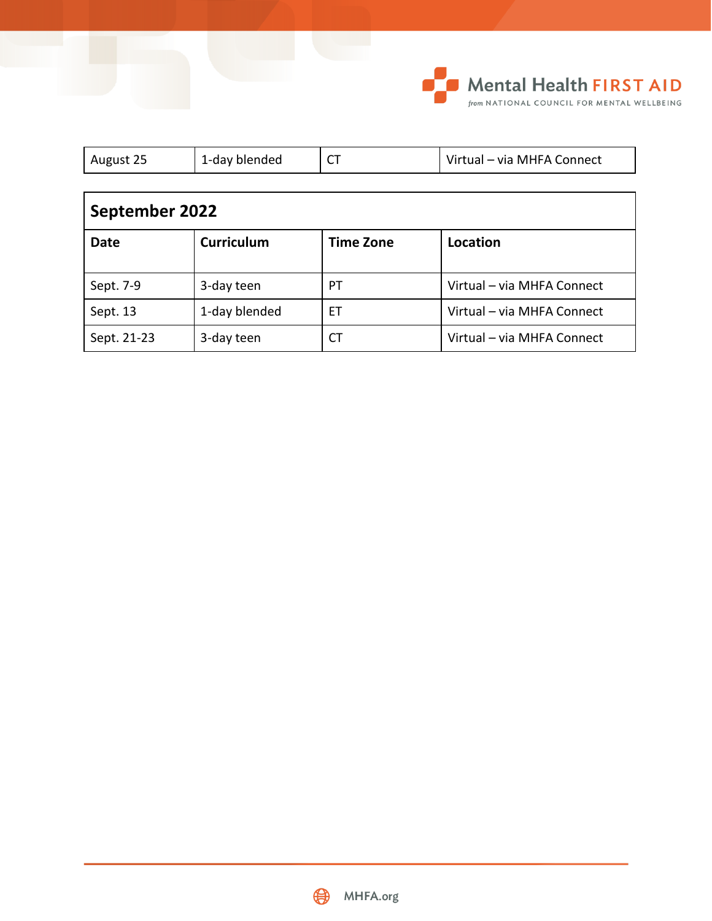| | | | |
|---|---|---|---|
| August 25 | 1-day blended | CT | Virtual – via MHFA Connect |

| September 2022 | | | |
|---|---|---|---|
| **Date** | **Curriculum** | **Time Zone** | **Location** |
| Sept. 7-9 | 3-day teen | PT | Virtual – via MHFA Connect |
| Sept. 13 | 1-day blended | ET | Virtual – via MHFA Connect |
| Sept. 21-23 | 3-day teen | CT | Virtual – via MHFA Connect |